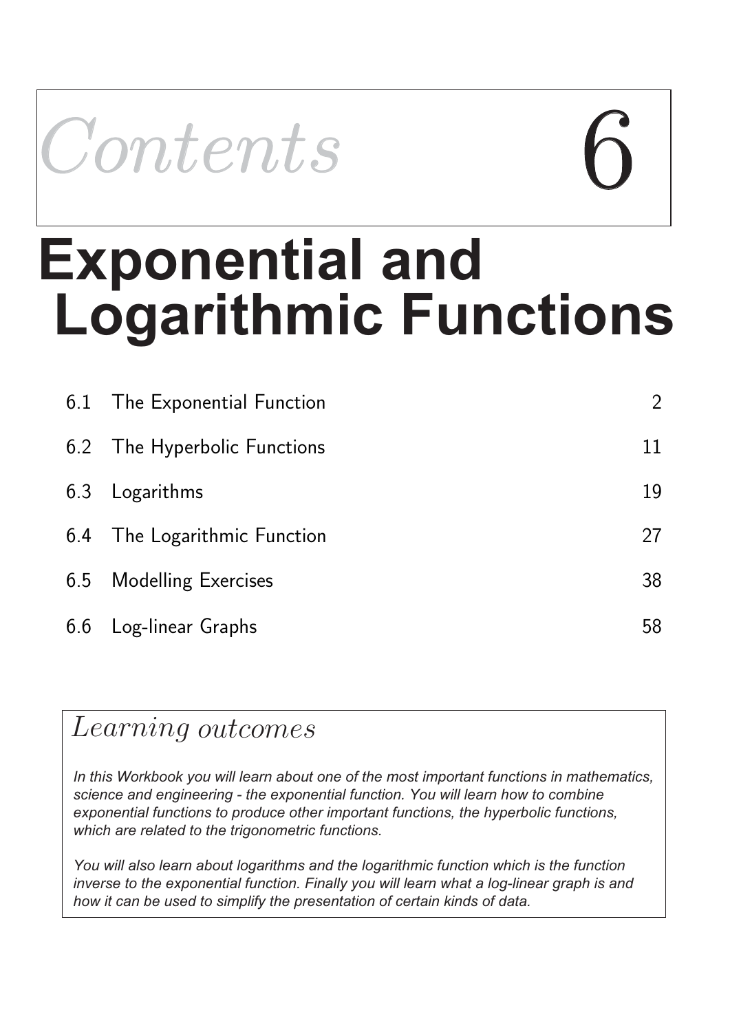# Contents 6

# Exponential and Logarithmic Functions

| | | |
|---|---|---|
| 6.1 | The Exponential Function | 2 |
| 6.2 | The Hyperbolic Functions | 11 |
| 6.3 | Logarithms | 19 |
| 6.4 | The Logarithmic Function | 27 |
| 6.5 | Modelling Exercises | 38 |
| 6.6 | Log-linear Graphs | 58 |

## *Learning outcomes*

*In this Workbook you will learn about one of the most important functions in mathematics, science and engineering - the exponential function. You will learn how to combine exponential functions to produce other important functions, the hyperbolic functions, which are related to the trigonometric functions.*

*You will also learn about logarithms and the logarithmic function which is the function inverse to the exponential function. Finally you will learn what a log-linear graph is and how it can be used to simplify the presentation of certain kinds of data.*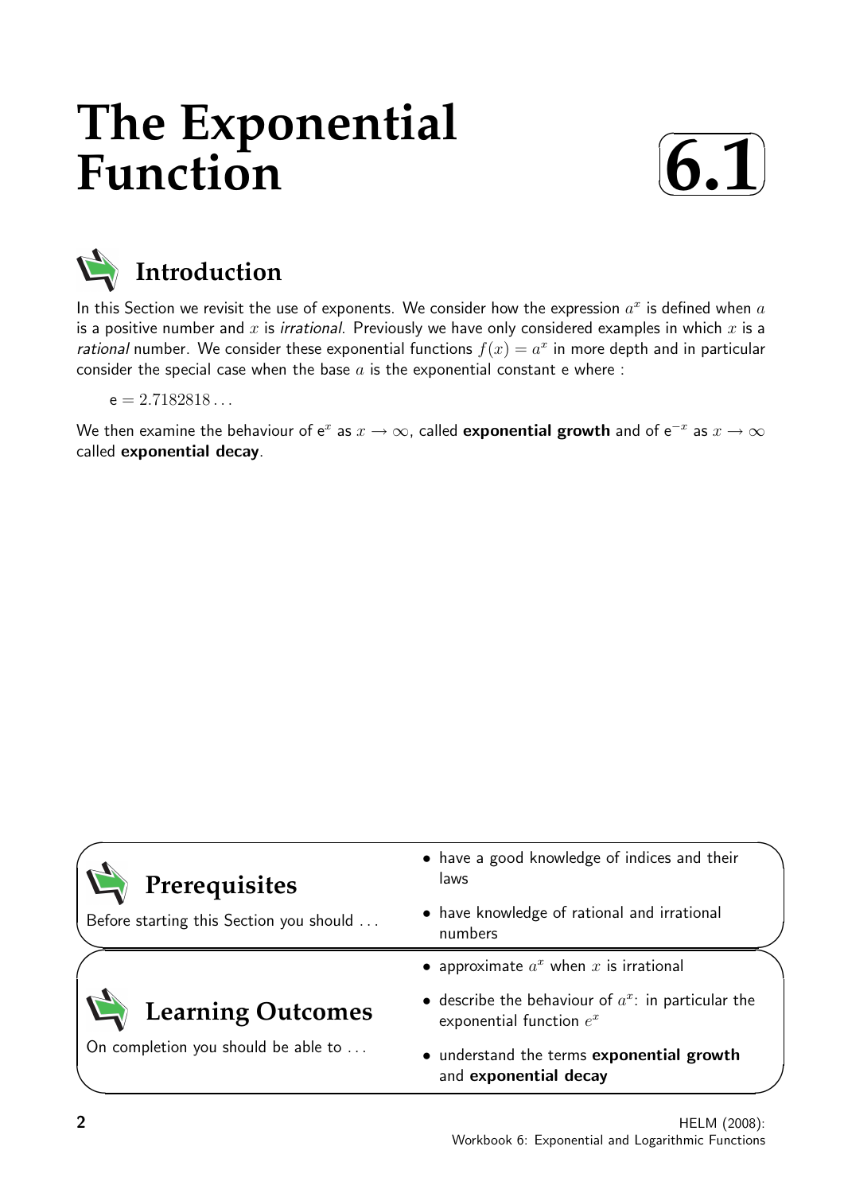# The Exponential Function

**6.1**

## Introduction

In this Section we revisit the use of exponents. We consider how the expression $a^x$ is defined when $a$ is a positive number and $x$ is *irrational*. Previously we have only considered examples in which $x$ is a *rational* number. We consider these exponential functions $f(x) = a^x$ in more depth and in particular consider the special case when the base $a$ is the exponential constant e where :

$\mathrm{e} = 2.7182818\ldots$

We then examine the behaviour of $\mathrm{e}^x$ as $x \to \infty$, called **exponential growth** and of $\mathrm{e}^{-x}$ as $x \to \infty$ called **exponential decay**.

## Prerequisites

Before starting this Section you should . . .

- have a good knowledge of indices and their laws
- have knowledge of rational and irrational numbers

## Learning Outcomes

On completion you should be able to . . .

- approximate $a^x$ when $x$ is irrational
- describe the behaviour of $a^x$: in particular the exponential function $e^x$
- understand the terms **exponential growth** and **exponential decay**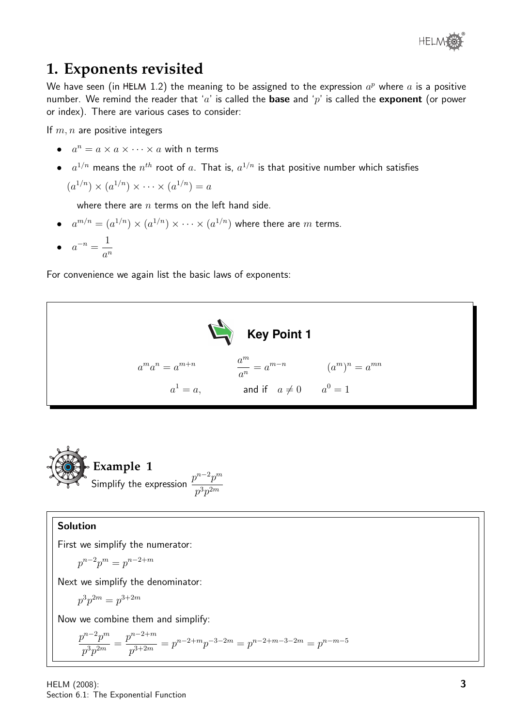# 1. Exponents revisited

We have seen (in HELM 1.2) the meaning to be assigned to the expression $a^p$ where $a$ is a positive number. We remind the reader that '$a$' is called the **base** and '$p$' is called the **exponent** (or power or index). There are various cases to consider:

If $m, n$ are positive integers

- $a^n = a \times a \times \cdots \times a$ with n terms
- $a^{1/n}$ means the $n^{th}$ root of $a$. That is, $a^{1/n}$ is that positive number which satisfies

  $(a^{1/n}) \times (a^{1/n}) \times \cdots \times (a^{1/n}) = a$

  where there are $n$ terms on the left hand side.
- $a^{m/n} = (a^{1/n}) \times (a^{1/n}) \times \cdots \times (a^{1/n})$ where there are $m$ terms.
- $a^{-n} = \dfrac{1}{a^n}$

For convenience we again list the basic laws of exponents:

**Key Point 1**

$$a^m a^n = a^{m+n} \qquad \frac{a^m}{a^n} = a^{m-n} \qquad (a^m)^n = a^{mn}$$

$$a^1 = a, \qquad \text{and if} \quad a \neq 0 \qquad a^0 = 1$$

**Example 1**

Simplify the expression $\dfrac{p^{n-2}p^m}{p^3 p^{2m}}$

**Solution**

First we simplify the numerator:

$$p^{n-2}p^m = p^{n-2+m}$$

Next we simplify the denominator:

$$p^3 p^{2m} = p^{3+2m}$$

Now we combine them and simplify:

$$\frac{p^{n-2}p^m}{p^3 p^{2m}} = \frac{p^{n-2+m}}{p^{3+2m}} = p^{n-2+m}p^{-3-2m} = p^{n-2+m-3-2m} = p^{n-m-5}$$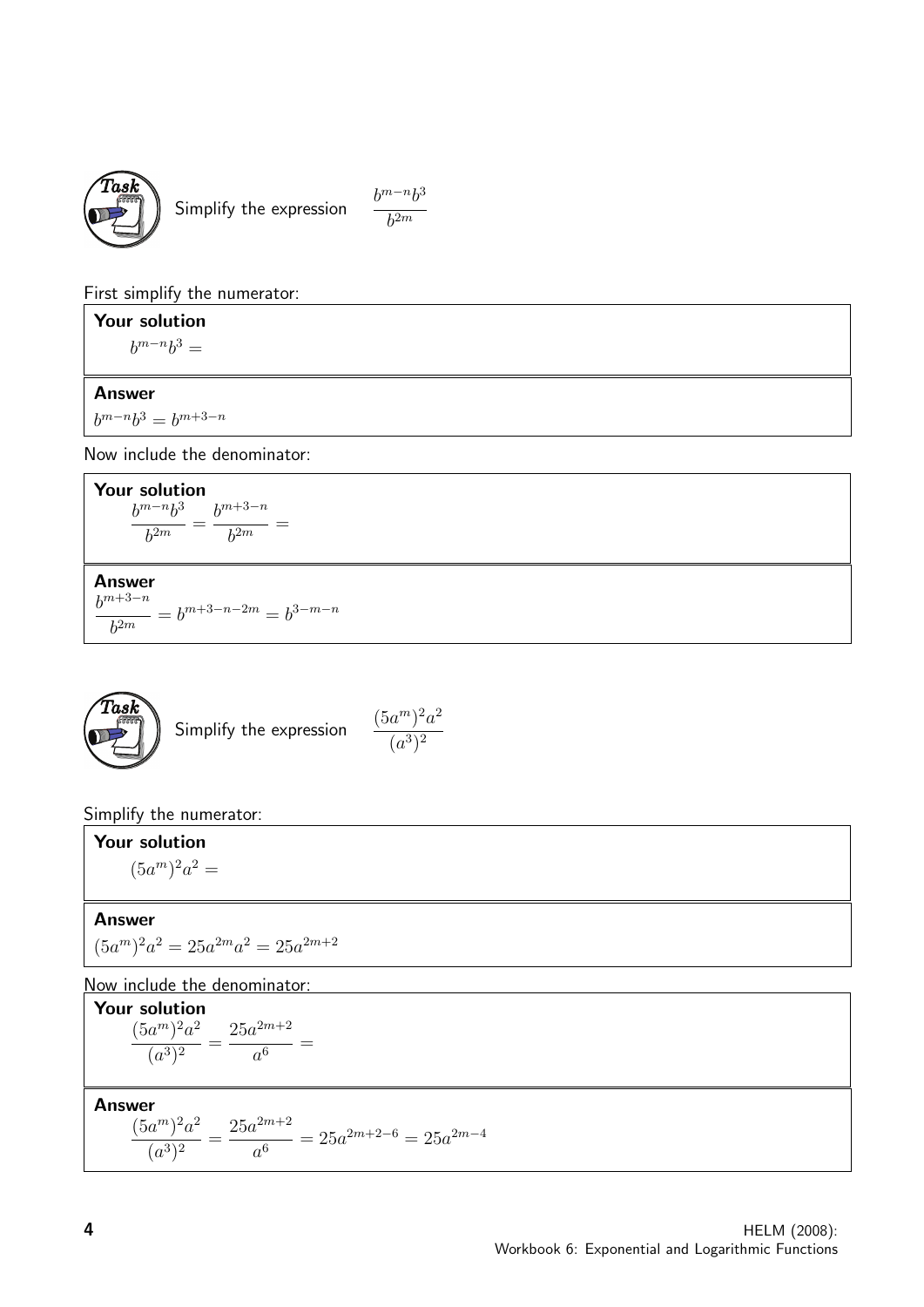**Task** Simplify the expression $\dfrac{b^{m-n}b^3}{b^{2m}}$

First simplify the numerator:

**Your solution**

$b^{m-n}b^3 =$

**Answer**

$b^{m-n}b^3 = b^{m+3-n}$

Now include the denominator:

**Your solution**

$$\frac{b^{m-n}b^3}{b^{2m}} = \frac{b^{m+3-n}}{b^{2m}} =$$

**Answer**

$$\frac{b^{m+3-n}}{b^{2m}} = b^{m+3-n-2m} = b^{3-m-n}$$

**Task** Simplify the expression $\dfrac{(5a^m)^2a^2}{(a^3)^2}$

Simplify the numerator:

**Your solution**

$(5a^m)^2a^2 =$

**Answer**

$(5a^m)^2a^2 = 25a^{2m}a^2 = 25a^{2m+2}$

Now include the denominator:

**Your solution**

$$\frac{(5a^m)^2a^2}{(a^3)^2} = \frac{25a^{2m+2}}{a^6} =$$

**Answer**

$$\frac{(5a^m)^2a^2}{(a^3)^2} = \frac{25a^{2m+2}}{a^6} = 25a^{2m+2-6} = 25a^{2m-4}$$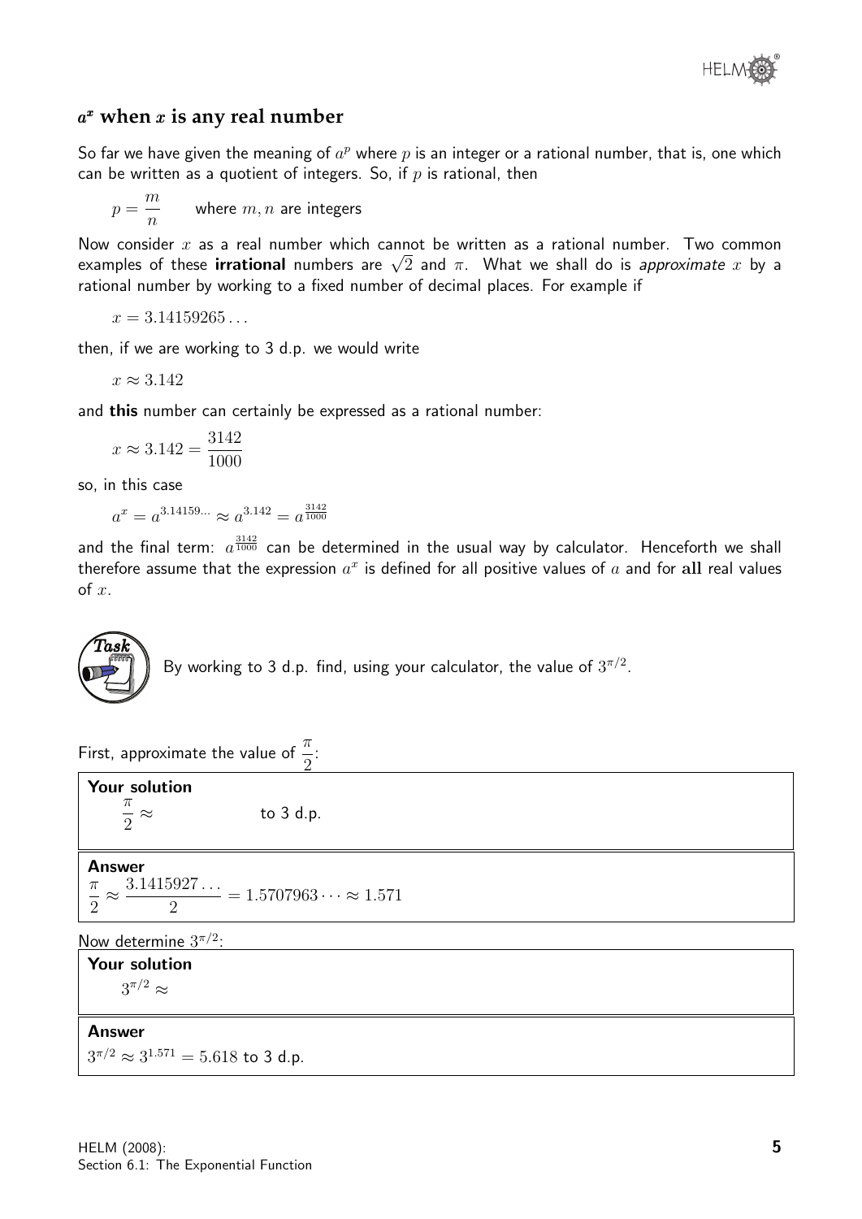## $a^x$ when $x$ is any real number

So far we have given the meaning of $a^p$ where $p$ is an integer or a rational number, that is, one which can be written as a quotient of integers. So, if $p$ is rational, then

$$p = \frac{m}{n} \qquad \text{where } m, n \text{ are integers}$$

Now consider $x$ as a real number which cannot be written as a rational number. Two common examples of these **irrational** numbers are $\sqrt{2}$ and $\pi$. What we shall do is *approximate* $x$ by a rational number by working to a fixed number of decimal places. For example if

$$x = 3.14159265\ldots$$

then, if we are working to 3 d.p. we would write

$$x \approx 3.142$$

and **this** number can certainly be expressed as a rational number:

$$x \approx 3.142 = \frac{3142}{1000}$$

so, in this case

$$a^x = a^{3.14159\ldots} \approx a^{3.142} = a^{\frac{3142}{1000}}$$

and the final term: $a^{\frac{3142}{1000}}$ can be determined in the usual way by calculator. Henceforth we shall therefore assume that the expression $a^x$ is defined for all positive values of $a$ and for **all** real values of $x$.

**Task**

By working to 3 d.p. find, using your calculator, the value of $3^{\pi/2}$.

First, approximate the value of $\dfrac{\pi}{2}$:

**Your solution**

$\dfrac{\pi}{2} \approx$ to 3 d.p.

**Answer**

$$\frac{\pi}{2} \approx \frac{3.1415927\ldots}{2} = 1.5707963\cdots \approx 1.571$$

Now determine $3^{\pi/2}$:

**Your solution**

$3^{\pi/2} \approx$

**Answer**

$3^{\pi/2} \approx 3^{1.571} = 5.618$ to 3 d.p.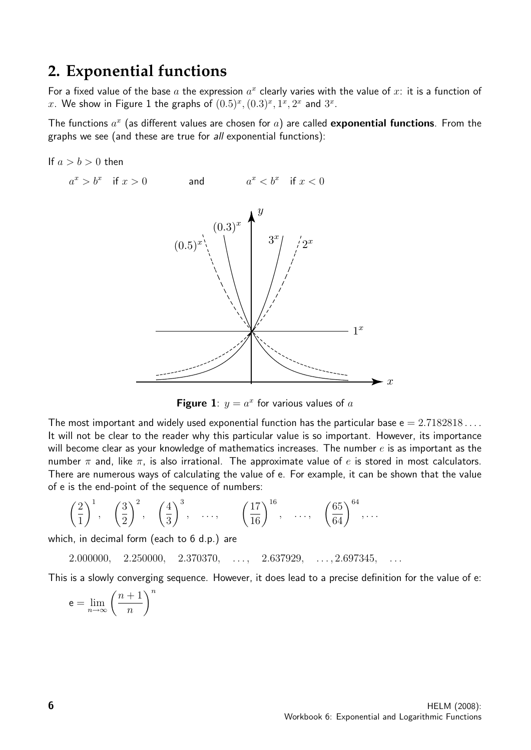## 2. Exponential functions

For a fixed value of the base $a$ the expression $a^x$ clearly varies with the value of $x$: it is a function of $x$. We show in Figure 1 the graphs of $(0.5)^x, (0.3)^x, 1^x, 2^x$ and $3^x$.

The functions $a^x$ (as different values are chosen for $a$) are called **exponential functions**. From the graphs we see (and these are true for *all* exponential functions):

If $a > b > 0$ then

$$a^x > b^x \quad \text{if } x > 0 \qquad \text{and} \qquad a^x < b^x \quad \text{if } x < 0$$

**Figure 1**: $y = a^x$ for various values of $a$

The most important and widely used exponential function has the particular base $\mathrm{e} = 2.7182818\ldots$. It will not be clear to the reader why this particular value is so important. However, its importance will become clear as your knowledge of mathematics increases. The number $e$ is as important as the number $\pi$ and, like $\pi$, is also irrational. The approximate value of $e$ is stored in most calculators. There are numerous ways of calculating the value of e. For example, it can be shown that the value of e is the end-point of the sequence of numbers:

$$\left(\frac{2}{1}\right)^1, \quad \left(\frac{3}{2}\right)^2, \quad \left(\frac{4}{3}\right)^3, \quad \ldots, \qquad \left(\frac{17}{16}\right)^{16}, \quad \ldots, \quad \left(\frac{65}{64}\right)^{64}, \ldots$$

which, in decimal form (each to 6 d.p.) are

$$2.000000, \quad 2.250000, \quad 2.370370, \quad \ldots, \quad 2.637929, \quad \ldots, 2.697345, \quad \ldots$$

This is a slowly converging sequence. However, it does lead to a precise definition for the value of e:

$$\mathrm{e} = \lim_{n\to\infty}\left(\frac{n+1}{n}\right)^n$$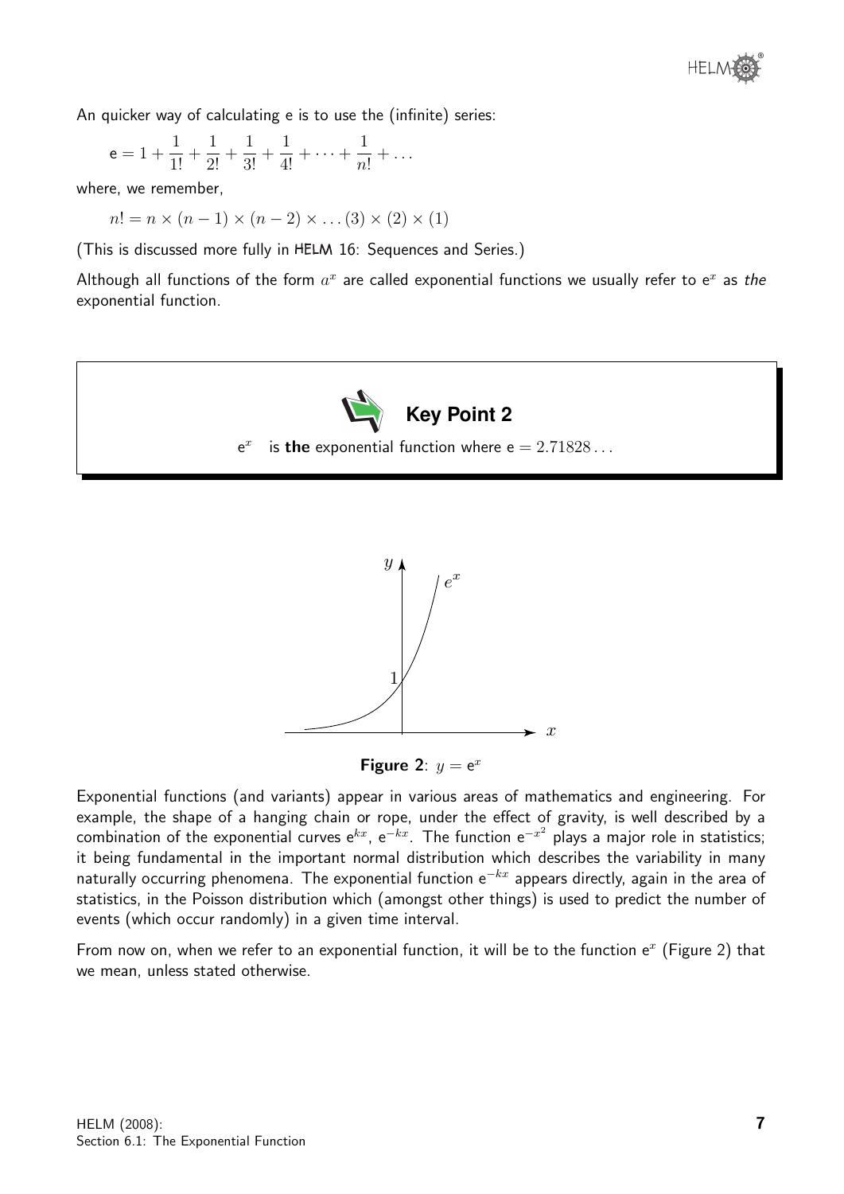An quicker way of calculating e is to use the (infinite) series:

$$e = 1 + \frac{1}{1!} + \frac{1}{2!} + \frac{1}{3!} + \frac{1}{4!} + \cdots + \frac{1}{n!} + \ldots$$

where, we remember,

$$n! = n \times (n-1) \times (n-2) \times \ldots (3) \times (2) \times (1)$$

(This is discussed more fully in HELM 16: Sequences and Series.)

Although all functions of the form $a^x$ are called exponential functions we usually refer to $e^x$ as *the* exponential function.

**Key Point 2**

$e^x$ is **the** exponential function where $e = 2.71828\ldots$

**Figure 2**: $y = e^x$

Exponential functions (and variants) appear in various areas of mathematics and engineering. For example, the shape of a hanging chain or rope, under the effect of gravity, is well described by a combination of the exponential curves $e^{kx}$, $e^{-kx}$. The function $e^{-x^2}$ plays a major role in statistics; it being fundamental in the important normal distribution which describes the variability in many naturally occurring phenomena. The exponential function $e^{-kx}$ appears directly, again in the area of statistics, in the Poisson distribution which (amongst other things) is used to predict the number of events (which occur randomly) in a given time interval.

From now on, when we refer to an exponential function, it will be to the function $e^x$ (Figure 2) that we mean, unless stated otherwise.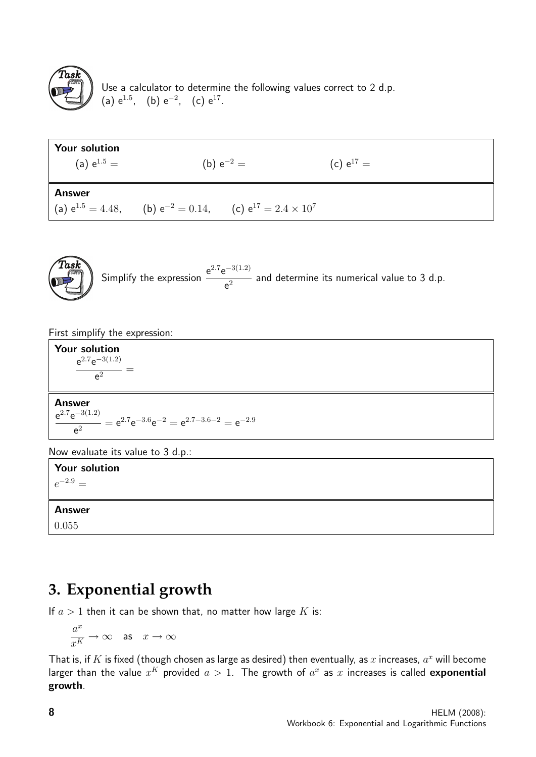**Task**

Use a calculator to determine the following values correct to 2 d.p.
(a) $e^{1.5}$, (b) $e^{-2}$, (c) $e^{17}$.

**Your solution**

(a) $e^{1.5} =$ (b) $e^{-2} =$ (c) $e^{17} =$

**Answer**

(a) $e^{1.5} = 4.48$, (b) $e^{-2} = 0.14$, (c) $e^{17} = 2.4 \times 10^7$

**Task**

Simplify the expression $\dfrac{e^{2.7}e^{-3(1.2)}}{e^2}$ and determine its numerical value to 3 d.p.

First simplify the expression:

**Your solution**

$\dfrac{e^{2.7}e^{-3(1.2)}}{e^2} =$

**Answer**

$\dfrac{e^{2.7}e^{-3(1.2)}}{e^2} = e^{2.7}e^{-3.6}e^{-2} = e^{2.7-3.6-2} = e^{-2.9}$

Now evaluate its value to 3 d.p.:

**Your solution**

$e^{-2.9} =$

**Answer**

$0.055$

## 3. Exponential growth

If $a > 1$ then it can be shown that, no matter how large $K$ is:

$$\frac{a^x}{x^K} \to \infty \quad \text{as} \quad x \to \infty$$

That is, if $K$ is fixed (though chosen as large as desired) then eventually, as $x$ increases, $a^x$ will become larger than the value $x^K$ provided $a > 1$. The growth of $a^x$ as $x$ increases is called **exponential growth**.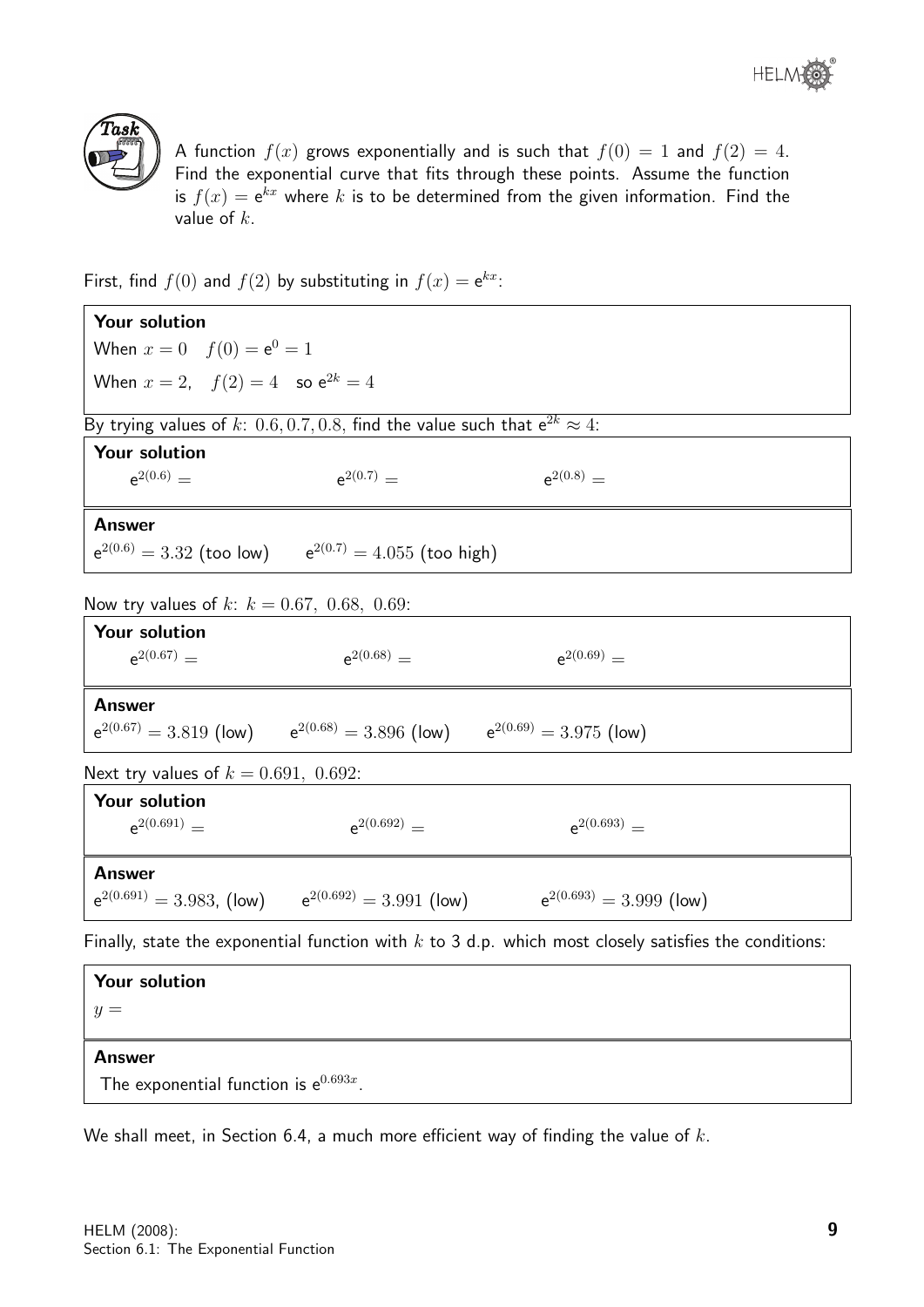**Task**

A function $f(x)$ grows exponentially and is such that $f(0) = 1$ and $f(2) = 4$. Find the exponential curve that fits through these points. Assume the function is $f(x) = e^{kx}$ where $k$ is to be determined from the given information. Find the value of $k$.

First, find $f(0)$ and $f(2)$ by substituting in $f(x) = e^{kx}$:

**Your solution**

When $x = 0 \quad f(0) = e^0 = 1$

When $x = 2, \quad f(2) = 4 \quad$ so $e^{2k} = 4$

By trying values of $k$: $0.6, 0.7, 0.8$, find the value such that $e^{2k} \approx 4$:

**Your solution**

$e^{2(0.6)} =$ $\qquad$ $e^{2(0.7)} =$ $\qquad$ $e^{2(0.8)} =$

**Answer**

$e^{2(0.6)} = 3.32$ (too low) $\qquad$ $e^{2(0.7)} = 4.055$ (too high)

Now try values of $k$: $k = 0.67,\ 0.68,\ 0.69$:

**Your solution**

$e^{2(0.67)} =$ $\qquad$ $e^{2(0.68)} =$ $\qquad$ $e^{2(0.69)} =$

**Answer**

$e^{2(0.67)} = 3.819$ (low) $\qquad$ $e^{2(0.68)} = 3.896$ (low) $\qquad$ $e^{2(0.69)} = 3.975$ (low)

Next try values of $k = 0.691,\ 0.692$:

**Your solution**

$e^{2(0.691)} =$ $\qquad$ $e^{2(0.692)} =$ $\qquad$ $e^{2(0.693)} =$

**Answer**

$e^{2(0.691)} = 3.983$, (low) $\qquad$ $e^{2(0.692)} = 3.991$ (low) $\qquad$ $e^{2(0.693)} = 3.999$ (low)

Finally, state the exponential function with $k$ to 3 d.p. which most closely satisfies the conditions:

**Your solution**

$y =$

**Answer**

The exponential function is $e^{0.693x}$.

We shall meet, in Section 6.4, a much more efficient way of finding the value of $k$.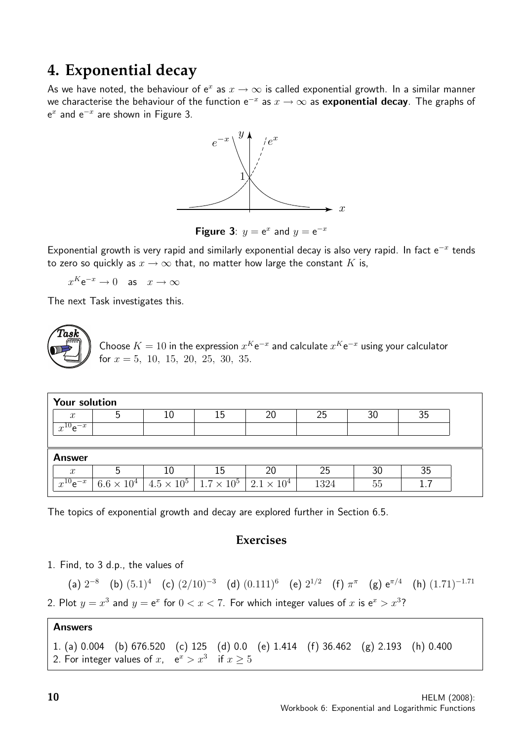# 4. Exponential decay

As we have noted, the behaviour of $e^x$ as $x \to \infty$ is called exponential growth. In a similar manner we characterise the behaviour of the function $e^{-x}$ as $x \to \infty$ as **exponential decay**. The graphs of $e^x$ and $e^{-x}$ are shown in Figure 3.

$e^{-x}$
$y$
$e^x$
1
$x$

**Figure 3**: $y = e^x$ and $y = e^{-x}$

Exponential growth is very rapid and similarly exponential decay is also very rapid. In fact $e^{-x}$ tends to zero so quickly as $x \to \infty$ that, no matter how large the constant $K$ is,

$x^K e^{-x} \to 0$ as $x \to \infty$

The next Task investigates this.

**Task**

Choose $K = 10$ in the expression $x^K e^{-x}$ and calculate $x^K e^{-x}$ using your calculator for $x = 5,\ 10,\ 15,\ 20,\ 25,\ 30,\ 35.$

**Your solution**

| $x$ | 5 | 10 | 15 | 20 | 25 | 30 | 35 |
|---|---|---|---|---|---|---|---|
| $x^{10}e^{-x}$ | | | | | | | |

**Answer**

| $x$ | 5 | 10 | 15 | 20 | 25 | 30 | 35 |
|---|---|---|---|---|---|---|---|
| $x^{10}e^{-x}$ | $6.6 \times 10^4$ | $4.5 \times 10^5$ | $1.7 \times 10^5$ | $2.1 \times 10^4$ | 1324 | 55 | 1.7 |

The topics of exponential growth and decay are explored further in Section 6.5.

## Exercises

1. Find, to 3 d.p., the values of

   (a) $2^{-8}$ (b) $(5.1)^4$ (c) $(2/10)^{-3}$ (d) $(0.111)^6$ (e) $2^{1/2}$ (f) $\pi^\pi$ (g) $e^{\pi/4}$ (h) $(1.71)^{-1.71}$

2. Plot $y = x^3$ and $y = e^x$ for $0 < x < 7$. For which integer values of $x$ is $e^x > x^3$?

**Answers**

1. (a) 0.004 (b) 676.520 (c) 125 (d) 0.0 (e) 1.414 (f) 36.462 (g) 2.193 (h) 0.400
2. For integer values of $x$, $e^x > x^3$ if $x \geq 5$